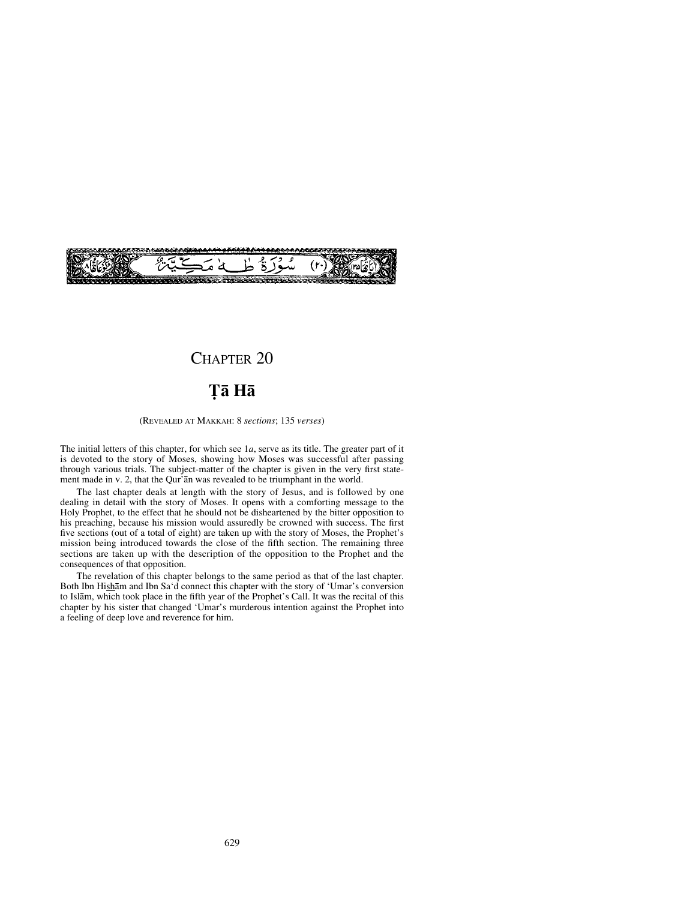سُورَةُ طٰهٰ مَكِّيَّةٌ (٢٠)

# CHAPTER 20

# Ṭā Hā

(REVEALED AT MAKKAH: 8 *sections*; 135 *verses*)

The initial letters of this chapter, for which see 1*a*, serve as its title. The greater part of it is devoted to the story of Moses, showing how Moses was successful after passing through various trials. The subject-matter of the chapter is given in the very first statement made in v. 2, that the Qur'ān was revealed to be triumphant in the world.

The last chapter deals at length with the story of Jesus, and is followed by one dealing in detail with the story of Moses. It opens with a comforting message to the Holy Prophet, to the effect that he should not be disheartened by the bitter opposition to his preaching, because his mission would assuredly be crowned with success. The first five sections (out of a total of eight) are taken up with the story of Moses, the Prophet's mission being introduced towards the close of the fifth section. The remaining three sections are taken up with the description of the opposition to the Prophet and the consequences of that opposition.

The revelation of this chapter belongs to the same period as that of the last chapter. Both Ibn Hishām and Ibn Sa'd connect this chapter with the story of 'Umar's conversion to Islām, which took place in the fifth year of the Prophet's Call. It was the recital of this chapter by his sister that changed 'Umar's murderous intention against the Prophet into a feeling of deep love and reverence for him.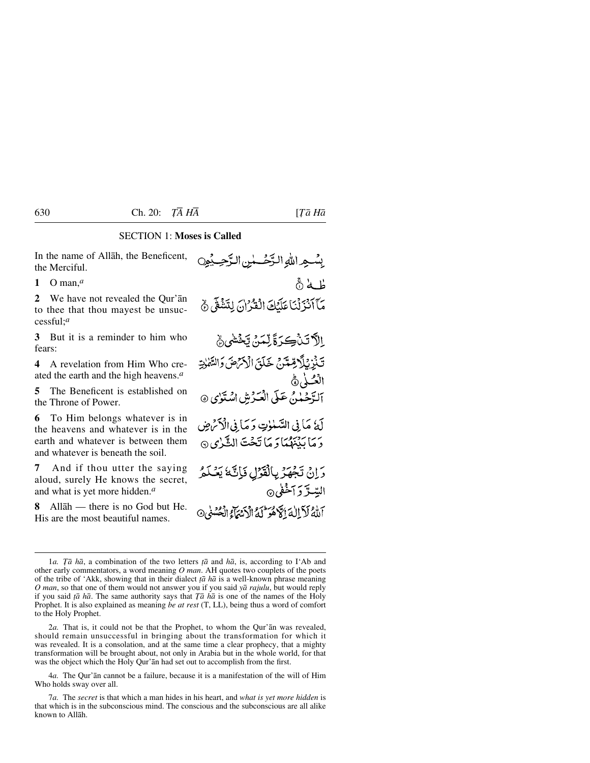## SECTION 1: **Moses is Called**

In the name of Allāh, the Beneficent, the Merciful.

بِسۡمِ اللّٰہِ الرَّحۡمٰنِ الرَّحِیۡمِ

**1** O man,[a]

طٰہٰ ۚ﴿۱﴾

**2** We have not revealed the Qur'ān to thee that thou mayest be unsuccessful;[a]

مَاۤ اَنۡزَلۡنَا عَلَیۡکَ الۡقُرۡاٰنَ لِتَشۡقٰۤی ۙ﴿۲﴾

**3** But it is a reminder to him who fears:

اِلَّا تَذۡکِرَۃً لِّمَنۡ یَّخۡشٰی ۙ﴿۳﴾

**4** A revelation from Him Who created the earth and the high heavens.[a]

تَنۡزِیۡلًا مِّمَّنۡ خَلَقَ الۡاَرۡضَ وَ السَّمٰوٰتِ الۡعُلٰی ؕ﴿۴﴾

**5** The Beneficent is established on the Throne of Power.

اَلرَّحۡمٰنُ عَلَی الۡعَرۡشِ اسۡتَوٰی ﴿۵﴾

**6** To Him belongs whatever is in the heavens and whatever is in the earth and whatever is between them and whatever is beneath the soil.

لَہٗ مَا فِی السَّمٰوٰتِ وَ مَا فِی الۡاَرۡضِ وَ مَا بَیۡنَہُمَا وَ مَا تَحۡتَ الثَّرٰی ﴿۶﴾

**7** And if thou utter the saying aloud, surely He knows the secret, and what is yet more hidden.[a]

وَ اِنۡ تَجۡہَرۡ بِالۡقَوۡلِ فَاِنَّہٗ یَعۡلَمُ السِّرَّ وَ اَخۡفٰی ﴿۷﴾

**8** Allāh — there is no God but He. His are the most beautiful names.

اَللّٰہُ لَاۤ اِلٰہَ اِلَّا ہُوَ ؕ لَہُ الۡاَسۡمَآءُ الۡحُسۡنٰی ﴿۸﴾

---

1*a.* *Ṭā hā*, a combination of the two letters *ṭā* and *hā*, is, according to I'Ab and other early commentators, a word meaning *O man*. AH quotes two couplets of the poets of the tribe of 'Akk, showing that in their dialect *ṭā hā* is a well-known phrase meaning *O man*, so that one of them would not answer you if you said *yā rajulu*, but would reply if you said *ṭā hā*. The same authority says that *Ṭā hā* is one of the names of the Holy Prophet. It is also explained as meaning *be at rest* (T, LL), being thus a word of comfort to the Holy Prophet.

2*a.* That is, it could not be that the Prophet, to whom the Qur'ān was revealed, should remain unsuccessful in bringing about the transformation for which it was revealed. It is a consolation, and at the same time a clear prophecy, that a mighty transformation will be brought about, not only in Arabia but in the whole world, for that was the object which the Holy Qur'ān had set out to accomplish from the first.

4*a.* The Qur'ān cannot be a failure, because it is a manifestation of the will of Him Who holds sway over all.

7*a.* The *secret* is that which a man hides in his heart, and *what is yet more hidden* is that which is in the subconscious mind. The conscious and the subconscious are all alike known to Allāh.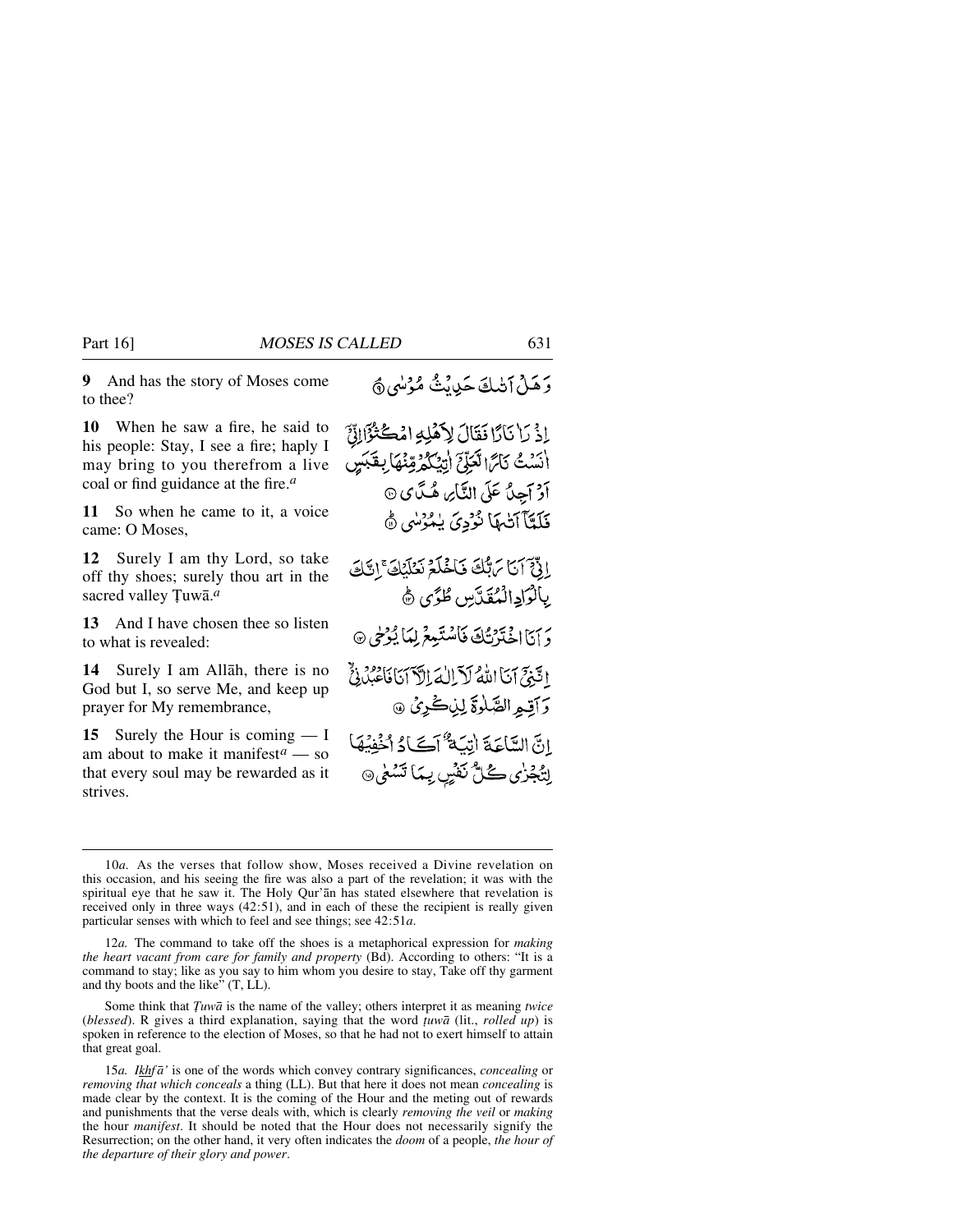**9** And has the story of Moses come to thee?

وَهَلْ أَتٰىكَ حَدِيثُ مُوسٰى ﴿٩﴾

**10** When he saw a fire, he said to his people: Stay, I see a fire; haply I may bring to you therefrom a live coal or find guidance at the fire.[a]

إِذْ رَاٰ نَارًا فَقَالَ لِأَهْلِهِ امْكُثُوا إِنِّي اٰنَسْتُ نَارًا لَّعَلِّي اٰتِيكُم مِّنْهَا بِقَبَسٍ أَوْ أَجِدُ عَلَى النَّارِ هُدًى ﴿١٠﴾

**11** So when he came to it, a voice came: O Moses,

فَلَمَّا أَتٰىهَا نُودِيَ يٰمُوسٰى ﴿١١﴾

**12** Surely I am thy Lord, so take off thy shoes; surely thou art in the sacred valley Ṭuwā.[a]

إِنِّي أَنَا رَبُّكَ فَاخْلَعْ نَعْلَيْكَ إِنَّكَ بِالْوَادِ الْمُقَدَّسِ طُوًى ﴿١٢﴾

**13** And I have chosen thee so listen to what is revealed:

وَأَنَا اخْتَرْتُكَ فَاسْتَمِعْ لِمَا يُوحٰى ﴿١٣﴾

**14** Surely I am Allāh, there is no God but I, so serve Me, and keep up prayer for My remembrance,

إِنَّنِي أَنَا اللّٰهُ لَا إِلٰهَ إِلَّا أَنَا فَاعْبُدْنِي وَأَقِمِ الصَّلٰوةَ لِذِكْرِي ﴿١٤﴾

**15** Surely the Hour is coming — I am about to make it manifest[a] — so that every soul may be rewarded as it strives.

إِنَّ السَّاعَةَ اٰتِيَةٌ أَكَادُ أُخْفِيهَا لِتُجْزٰى كُلُّ نَفْسٍ بِمَا تَسْعٰى ﴿١٥﴾

---

10*a*. As the verses that follow show, Moses received a Divine revelation on this occasion, and his seeing the fire was also a part of the revelation; it was with the spiritual eye that he saw it. The Holy Qur'ān has stated elsewhere that revelation is received only in three ways (42:51), and in each of these the recipient is really given particular senses with which to feel and see things; see 42:51*a*.

12*a*. The command to take off the shoes is a metaphorical expression for *making the heart vacant from care for family and property* (Bd). According to others: "It is a command to stay; like as you say to him whom you desire to stay, Take off thy garment and thy boots and the like" (T, LL).

Some think that *Ṭuwā* is the name of the valley; others interpret it as meaning *twice* (*blessed*). R gives a third explanation, saying that the word *ṭuwā* (lit., *rolled up*) is spoken in reference to the election of Moses, so that he had not to exert himself to attain that great goal.

15*a*. *Ikhfā'* is one of the words which convey contrary significances, *concealing* or *removing that which conceals* a thing (LL). But that here it does not mean *concealing* is made clear by the context. It is the coming of the Hour and the meting out of rewards and punishments that the verse deals with, which is clearly *removing the veil* or *making* the hour *manifest*. It should be noted that the Hour does not necessarily signify the Resurrection; on the other hand, it very often indicates the *doom* of a people, *the hour of the departure of their glory and power*.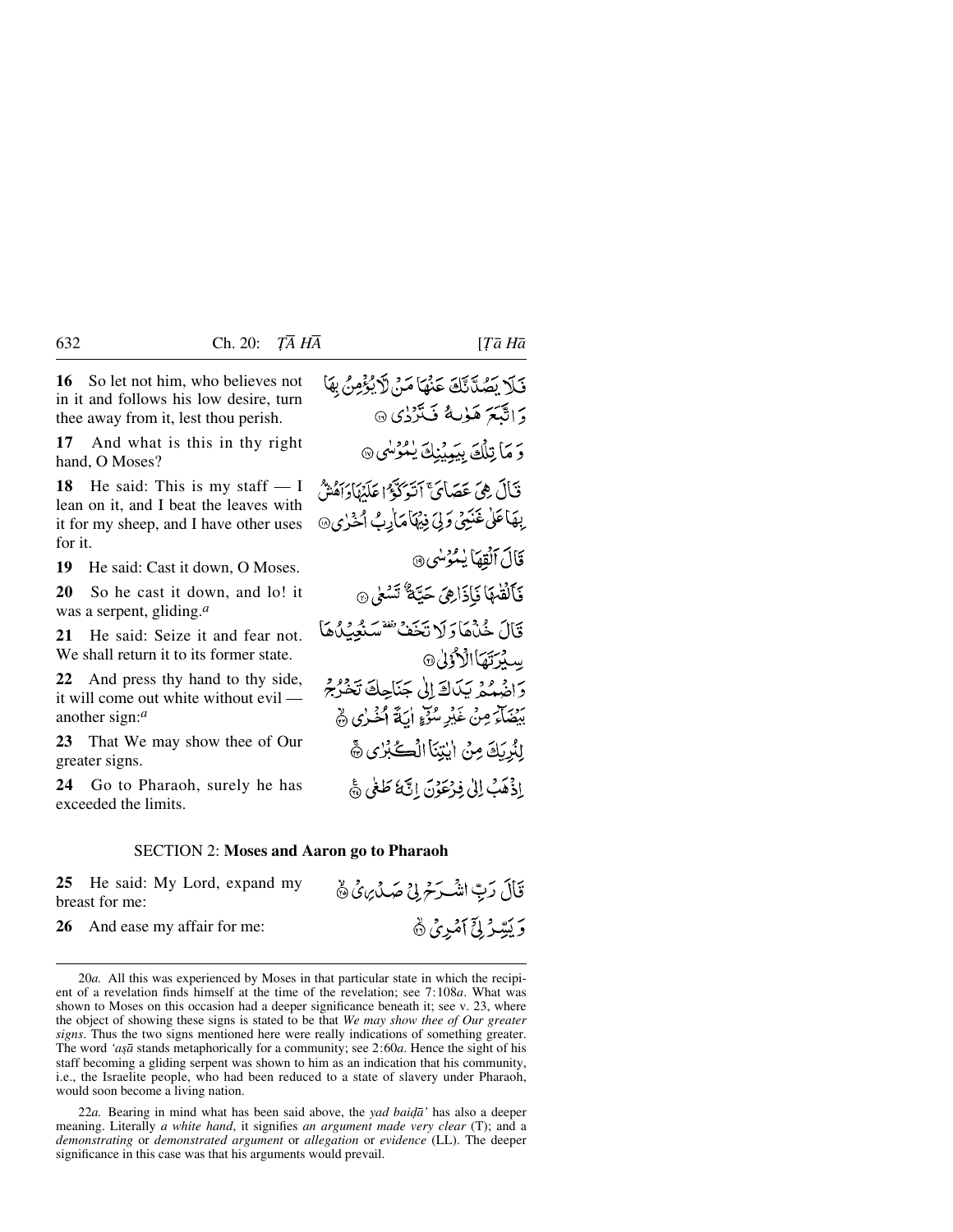**16** So let not him, who believes not in it and follows his low desire, turn thee away from it, lest thou perish.

فَلَا يَصُدَّنَّكَ عَنْهَا مَنْ لَّا يُؤْمِنُ بِهَا وَاتَّبَعَ هَوٰىهُ فَتَرْدٰى ﴿۱۶﴾

**17** And what is this in thy right hand, O Moses?

وَمَا تِلْكَ بِيَمِيْنِكَ يٰمُوْسٰى ﴿۱۷﴾

**18** He said: This is my staff — I lean on it, and I beat the leaves with it for my sheep, and I have other uses for it.

قَالَ هِيَ عَصَايَ ۚ اَتَوَكَّؤُا عَلَيْهَا وَاَهُشُّ بِهَا عَلٰى غَنَمِيْ وَلِيَ فِيْهَا مَاٰرِبُ اُخْرٰى ﴿۱۸﴾

**19** He said: Cast it down, O Moses.

قَالَ اَلْقِهَا يٰمُوْسٰى ﴿۱۹﴾

**20** So he cast it down, and lo! it was a serpent, gliding.[a]

فَاَلْقٰهَا فَاِذَا هِيَ حَيَّةٌ تَسْعٰى ﴿۲۰﴾

**21** He said: Seize it and fear not. We shall return it to its former state.

قَالَ خُذْهَا وَلَا تَخَفْ ٝ سَنُعِيْدُهَا سِيْرَتَهَا الْاُوْلٰى ﴿۲۱﴾

**22** And press thy hand to thy side, it will come out white without evil — another sign:[a]

وَاضْمُمْ يَدَكَ اِلٰى جَنَاحِكَ تَخْرُجْ بَيْضَآءَ مِنْ غَيْرِ سُوْٓءٍ اٰيَةً اُخْرٰى ﴿۲۲﴾

**23** That We may show thee of Our greater signs.

لِنُرِيَكَ مِنْ اٰيٰتِنَا الْكُبْرٰى ﴿۲۳﴾

**24** Go to Pharaoh, surely he has exceeded the limits.

اِذْهَبْ اِلٰى فِرْعَوْنَ اِنَّهٗ طَغٰى ﴿۲۴﴾

## SECTION 2: **Moses and Aaron go to Pharaoh**

**25** He said: My Lord, expand my breast for me:

قَالَ رَبِّ اشْرَحْ لِيْ صَدْرِيْ ﴿۲۵﴾

**26** And ease my affair for me:

وَيَسِّرْ لِيْٓ اَمْرِيْ ﴿۲۶﴾

---

20*a.* All this was experienced by Moses in that particular state in which the recipient of a revelation finds himself at the time of the revelation; see 7:108*a*. What was shown to Moses on this occasion had a deeper significance beneath it; see v. 23, where the object of showing these signs is stated to be that *We may show thee of Our greater signs*. Thus the two signs mentioned here were really indications of something greater. The word *'aṣā* stands metaphorically for a community; see 2:60*a*. Hence the sight of his staff becoming a gliding serpent was shown to him as an indication that his community, i.e., the Israelite people, who had been reduced to a state of slavery under Pharaoh, would soon become a living nation.

22*a.* Bearing in mind what has been said above, the *yad baiḍā'* has also a deeper meaning. Literally *a white hand*, it signifies *an argument made very clear* (T); and a *demonstrating* or *demonstrated argument* or *allegation* or *evidence* (LL). The deeper significance in this case was that his arguments would prevail.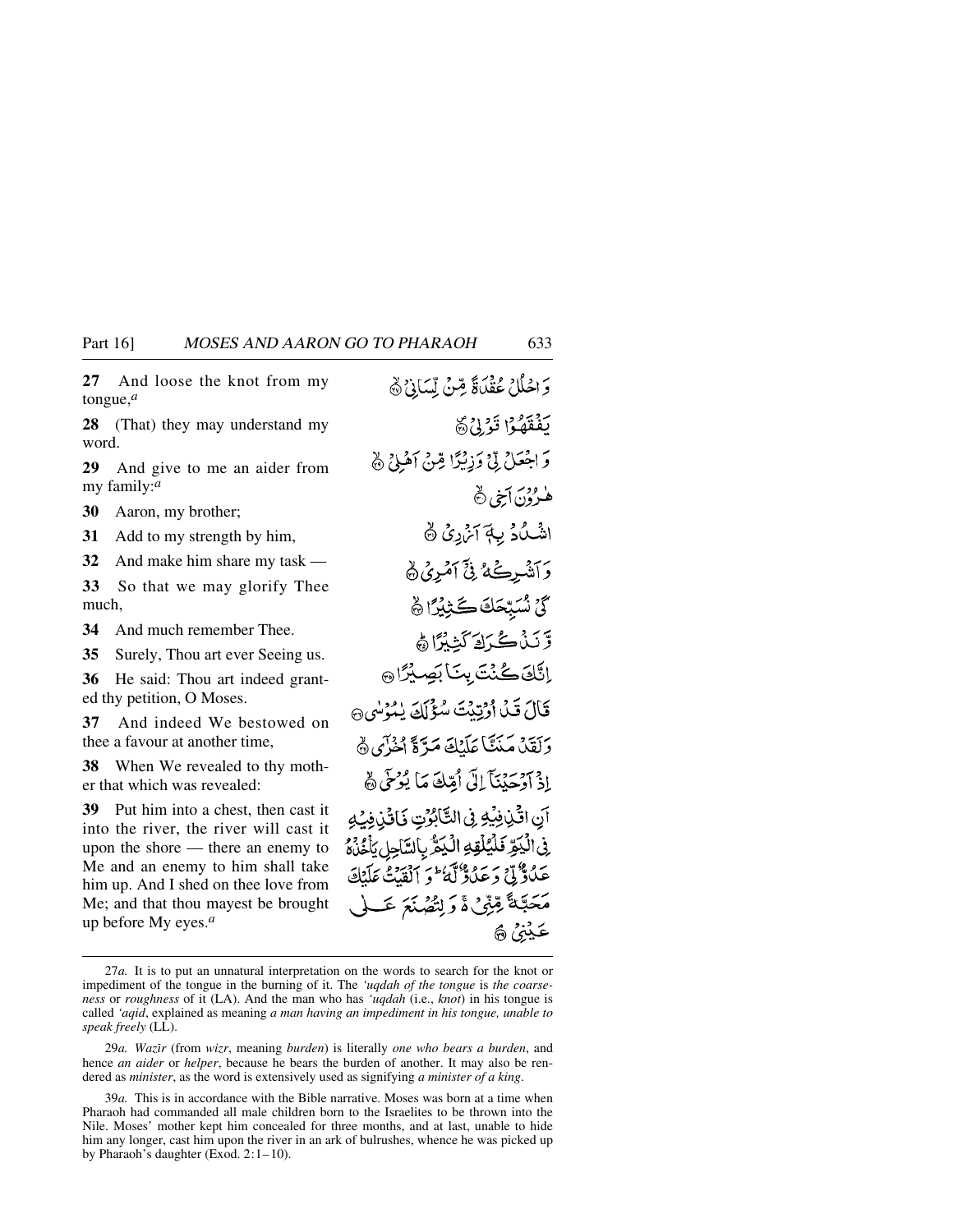**27** And loose the knot from my tongue,[a]

وَ احۡلُلۡ عُقۡدَۃً مِّنۡ لِّسَانِیۡ ﴿۲۷﴾

**28** (That) they may understand my word.

یَفۡقَہُوۡا قَوۡلِیۡ ﴿۪۲۸﴾

**29** And give to me an aider from my family:[a]

وَ اجۡعَلۡ لِّیۡ وَزِیۡرًا مِّنۡ اَہۡلِیۡ ﴿ۙ۲۹﴾

**30** Aaron, my brother;

ہٰرُوۡنَ اَخِی ﴿ۙ۳۰﴾

**31** Add to my strength by him,

اشۡدُدۡ بِہٖۤ اَزۡرِیۡ ﴿ۙ۳۱﴾

**32** And make him share my task —

وَ اَشۡرِکۡہُ فِیۡۤ اَمۡرِیۡ ﴿ۙ۳۲﴾

**33** So that we may glorify Thee much,

کَیۡ نُسَبِّحَکَ کَثِیۡرًا ﴿ۙ۳۳﴾

**34** And much remember Thee.

وَّ نَذۡکُرَکَ کَثِیۡرًا ﴿ؕ۳۴﴾

**35** Surely, Thou art ever Seeing us.

اِنَّکَ کُنۡتَ بِنَا بَصِیۡرًا ﴿۳۵﴾

**36** He said: Thou art indeed granted thy petition, O Moses.

قَالَ قَدۡ اُوۡتِیۡتَ سُؤۡلَکَ یٰمُوۡسٰی ﴿۳۶﴾

**37** And indeed We bestowed on thee a favour at another time,

وَ لَقَدۡ مَنَنَّا عَلَیۡکَ مَرَّۃً اُخۡرٰۤی ﴿ۙ۳۷﴾

**38** When We revealed to thy mother that which was revealed:

اِذۡ اَوۡحَیۡنَاۤ اِلٰۤی اُمِّکَ مَا یُوۡحٰۤی ﴿ۙ۳۸﴾

**39** Put him into a chest, then cast it into the river, the river will cast it upon the shore — there an enemy to Me and an enemy to him shall take him up. And I shed on thee love from Me; and that thou mayest be brought up before My eyes.[a]

اَنِ اقۡذِفِیۡہِ فِی التَّابُوۡتِ فَاقۡذِفِیۡہِ فِی الۡیَمِّ فَلۡیُلۡقِہِ الۡیَمُّ بِالسَّاحِلِ یَاۡخُذۡہُ عَدُوٌّ لِّیۡ وَ عَدُوٌّ لَّہٗ ؕ وَ اَلۡقَیۡتُ عَلَیۡکَ مَحَبَّۃً مِّنِّیۡ ۬ۚ وَ لِتُصۡنَعَ عَلٰی عَیۡنِیۡ ﴿ۘ۳۹﴾

---

27*a.* It is to put an unnatural interpretation on the words to search for the knot or impediment of the tongue in the burning of it. The *'uqdah of the tongue* is *the coarseness* or *roughness* of it (LA). And the man who has *'uqdah* (i.e., *knot*) in his tongue is called *'aqid*, explained as meaning *a man having an impediment in his tongue, unable to speak freely* (LL).

29*a. Wazir* (from *wizr*, meaning *burden*) is literally *one who bears a burden*, and hence *an aider* or *helper*, because he bears the burden of another. It may also be rendered as *minister*, as the word is extensively used as signifying *a minister of a king*.

39*a.* This is in accordance with the Bible narrative. Moses was born at a time when Pharaoh had commanded all male children born to the Israelites to be thrown into the Nile. Moses' mother kept him concealed for three months, and at last, unable to hide him any longer, cast him upon the river in an ark of bulrushes, whence he was picked up by Pharaoh's daughter (Exod. 2:1–10).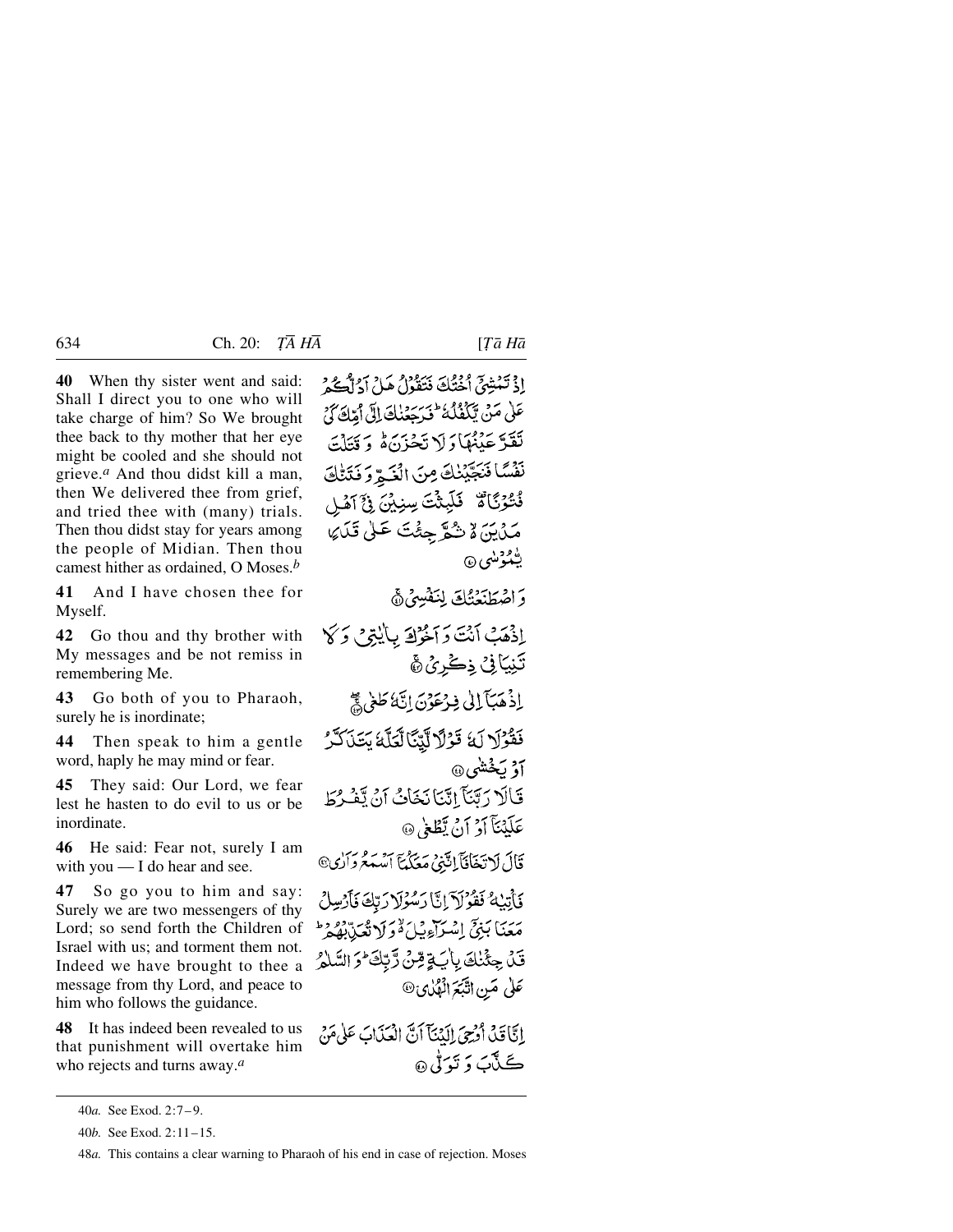**40** When thy sister went and said: Shall I direct you to one who will take charge of him? So We brought thee back to thy mother that her eye might be cooled and she should not grieve.[a] And thou didst kill a man, then We delivered thee from grief, and tried thee with (many) trials. Then thou didst stay for years among the people of Midian. Then thou camest hither as ordained, O Moses.[b]

إِذْ تَمْشِيٓ أُخْتُكَ فَتَقُولُ هَلْ أَدُلُّكُمْ عَلَىٰ مَن يَكْفُلُهُۥ ۖ فَرَجَعْنَٰكَ إِلَىٰٓ أُمِّكَ كَيْ تَقَرَّ عَيْنُهَا وَلَا تَحْزَنَ ۚ وَقَتَلْتَ نَفْسًا فَنَجَّيْنَٰكَ مِنَ ٱلْغَمِّ وَفَتَنَّٰكَ فُتُونًا ۚ فَلَبِثْتَ سِنِينَ فِيٓ أَهْلِ مَدْيَنَ ثُمَّ جِئْتَ عَلَىٰ قَدَرٍ يَٰمُوسَىٰ ﴿٤٠﴾

**41** And I have chosen thee for Myself.

وَٱصْطَنَعْتُكَ لِنَفْسِي ﴿٤١﴾

**42** Go thou and thy brother with My messages and be not remiss in remembering Me.

ٱذْهَبْ أَنتَ وَأَخُوكَ بِـَٔايَٰتِي وَلَا تَنِيَا فِي ذِكْرِي ﴿٤٢﴾

**43** Go both of you to Pharaoh, surely he is inordinate;

ٱذْهَبَآ إِلَىٰ فِرْعَوْنَ إِنَّهُۥ طَغَىٰ ﴿٤٣﴾

**44** Then speak to him a gentle word, haply he may mind or fear.

فَقُولَا لَهُۥ قَوْلًا لَّيِّنًا لَّعَلَّهُۥ يَتَذَكَّرُ أَوْ يَخْشَىٰ ﴿٤٤﴾

**45** They said: Our Lord, we fear lest he hasten to do evil to us or be inordinate.

قَالَا رَبَّنَآ إِنَّنَا نَخَافُ أَن يَفْرُطَ عَلَيْنَآ أَوْ أَن يَطْغَىٰ ﴿٤٥﴾

**46** He said: Fear not, surely I am with you — I do hear and see.

قَالَ لَا تَخَافَآ ۖ إِنَّنِي مَعَكُمَآ أَسْمَعُ وَأَرَىٰ ﴿٤٦﴾

**47** So go you to him and say: Surely we are two messengers of thy Lord; so send forth the Children of Israel with us; and torment them not. Indeed we have brought to thee a message from thy Lord, and peace to him who follows the guidance.

فَأْتِيَاهُ فَقُولَآ إِنَّا رَسُولَا رَبِّكَ فَأَرْسِلْ مَعَنَا بَنِيٓ إِسْرَٰٓءِيلَ وَلَا تُعَذِّبْهُمْ ۖ قَدْ جِئْنَٰكَ بِـَٔايَةٍ مِّن رَّبِّكَ ۖ وَٱلسَّلَٰمُ عَلَىٰ مَنِ ٱتَّبَعَ ٱلْهُدَىٰٓ ﴿٤٧﴾

**48** It has indeed been revealed to us that punishment will overtake him who rejects and turns away.[a]

إِنَّا قَدْ أُوحِيَ إِلَيْنَآ أَنَّ ٱلْعَذَابَ عَلَىٰ مَن كَذَّبَ وَتَوَلَّىٰ ﴿٤٨﴾

---

40*a.* See Exod. 2:7–9.

40*b.* See Exod. 2:11–15.

48*a.* This contains a clear warning to Pharaoh of his end in case of rejection. Moses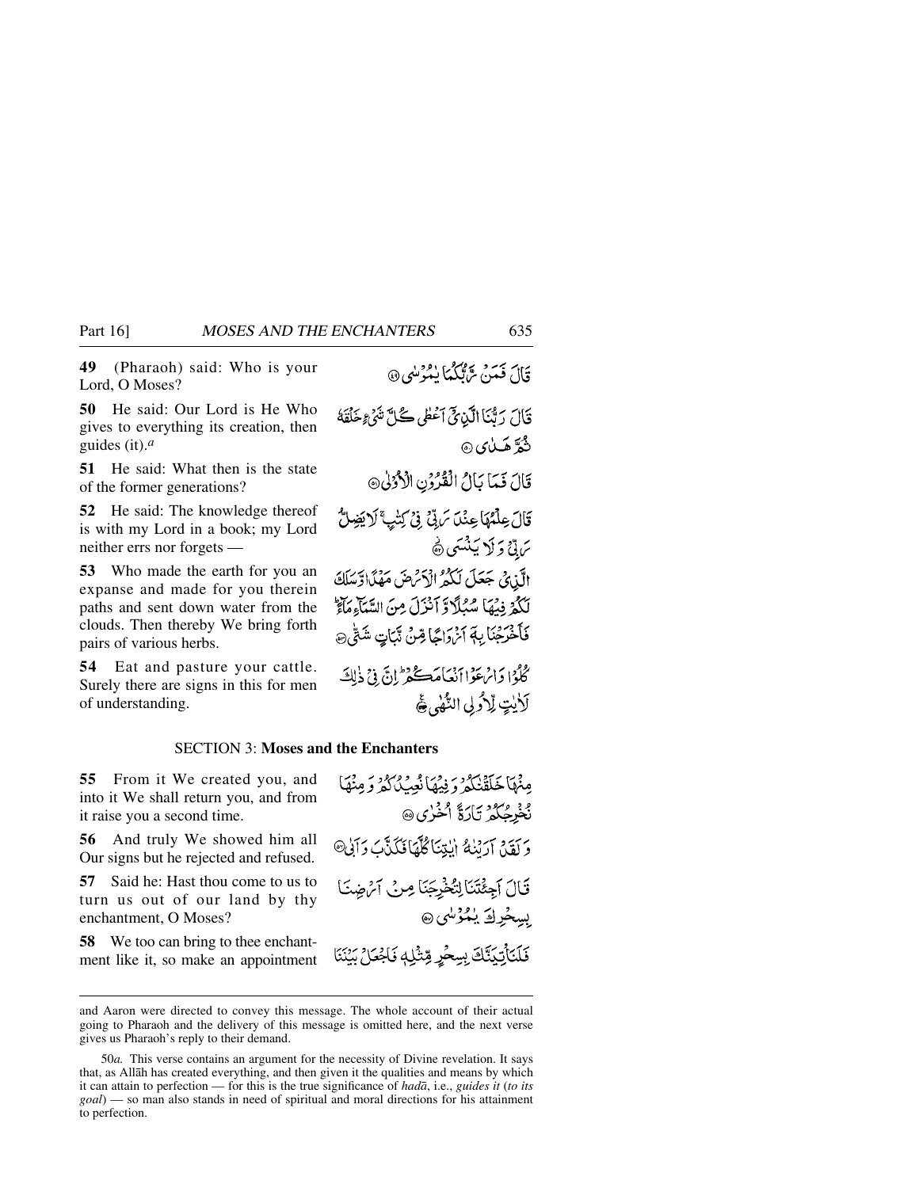**49** (Pharaoh) said: Who is your Lord, O Moses?

قَالَ فَمَنْ رَّبُّكُمَا يٰمُوْسٰى ۝

**50** He said: Our Lord is He Who gives to everything its creation, then guides (it).[a]

قَالَ رَبُّنَا الَّذِيْٓ اَعْطٰى كُلَّ شَيْءٍ خَلْقَهٗ ثُمَّ هَدٰى ۝

**51** He said: What then is the state of the former generations?

قَالَ فَمَا بَالُ الْقُرُوْنِ الْاُوْلٰى ۝

**52** He said: The knowledge thereof is with my Lord in a book; my Lord neither errs nor forgets —

قَالَ عِلْمُهَا عِنْدَ رَبِّيْ فِيْ كِتٰبٍ ۚ لَا يَضِلُّ رَبِّيْ وَلَا يَنْسَى ۝

**53** Who made the earth for you an expanse and made for you therein paths and sent down water from the clouds. Then thereby We bring forth pairs of various herbs.

الَّذِيْ جَعَلَ لَكُمُ الْاَرْضَ مَهْدًا وَّسَلَكَ لَكُمْ فِيْهَا سُبُلًا وَّ اَنْزَلَ مِنَ السَّمَآءِ مَآءً ۭ فَاَخْرَجْنَا بِهٖٓ اَزْوَاجًا مِّنْ نَّبَاتٍ شَتّٰى ۝

**54** Eat and pasture your cattle. Surely there are signs in this for men of understanding.

كُلُوْا وَارْعَوْا اَنْعَامَكُمْ ۭ اِنَّ فِيْ ذٰلِكَ لَاٰيٰتٍ لِّاُولِي النُّهٰى ۝

## SECTION 3: Moses and the Enchanters

**55** From it We created you, and into it We shall return you, and from it raise you a second time.

مِنْهَا خَلَقْنٰكُمْ وَفِيْهَا نُعِيْدُكُمْ وَمِنْهَا نُخْرِجُكُمْ تَارَةً اُخْرٰى ۝

**56** And truly We showed him all Our signs but he rejected and refused.

وَلَقَدْ اَرَيْنٰهُ اٰيٰتِنَا كُلَّهَا فَكَذَّبَ وَاَبٰى ۝

**57** Said he: Hast thou come to us to turn us out of our land by thy enchantment, O Moses?

قَالَ اَجِئْتَنَا لِتُخْرِجَنَا مِنْ اَرْضِنَا بِسِحْرِكَ يٰمُوْسٰى ۝

**58** We too can bring to thee enchantment like it, so make an appointment

فَلَنَاْتِيَنَّكَ بِسِحْرٍ مِّثْلِهٖ فَاجْعَلْ بَيْنَنَا

---

and Aaron were directed to convey this message. The whole account of their actual going to Pharaoh and the delivery of this message is omitted here, and the next verse gives us Pharaoh's reply to their demand.

50*a*. This verse contains an argument for the necessity of Divine revelation. It says that, as Allāh has created everything, and then given it the qualities and means by which it can attain to perfection — for this is the true significance of *hadā*, i.e., *guides it* (*to its goal*) — so man also stands in need of spiritual and moral directions for his attainment to perfection.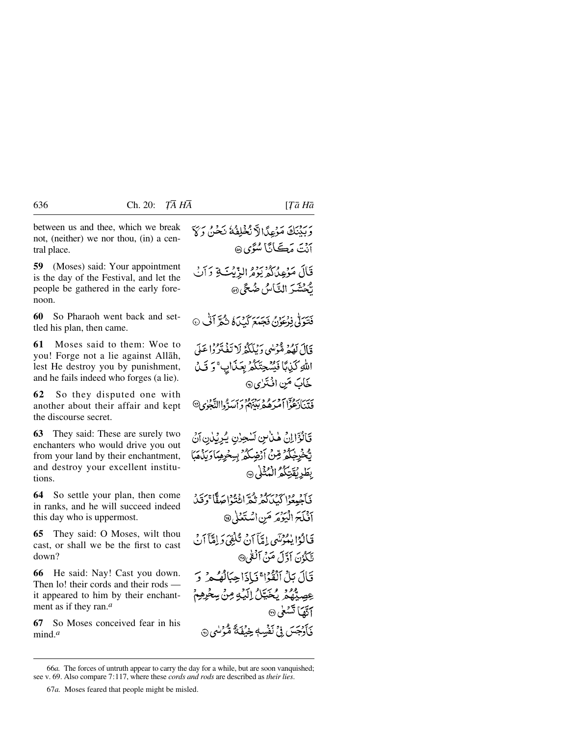between us and thee, which we break not, (neither) we nor thou, (in) a central place.

وَبَيْنَكَ مَوْعِدًا لَّا نُخْلِفُهُ نَحْنُ وَلَآ أَنتَ مَكَانًا سُوًى ﴿٥٨﴾

**59** (Moses) said: Your appointment is the day of the Festival, and let the people be gathered in the early forenoon.

قَالَ مَوْعِدُكُمْ يَوْمُ الزِّينَةِ وَأَن يُحْشَرَ النَّاسُ ضُحًى ﴿٥٩﴾

**60** So Pharaoh went back and settled his plan, then came.

فَتَوَلَّىٰ فِرْعَوْنُ فَجَمَعَ كَيْدَهُ ثُمَّ أَتَىٰ ﴿٦٠﴾

**61** Moses said to them: Woe to you! Forge not a lie against Allāh, lest He destroy you by punishment, and he fails indeed who forges (a lie).

قَالَ لَهُم مُّوسَىٰ وَيْلَكُمْ لَا تَفْتَرُوا عَلَى اللَّهِ كَذِبًا فَيُسْحِتَكُم بِعَذَابٍ ۖ وَقَدْ خَابَ مَنِ افْتَرَىٰ ﴿٦١﴾

**62** So they disputed one with another about their affair and kept the discourse secret.

فَتَنَازَعُوا أَمْرَهُم بَيْنَهُمْ وَأَسَرُّوا النَّجْوَىٰ ﴿٦٢﴾

**63** They said: These are surely two enchanters who would drive you out from your land by their enchantment, and destroy your excellent institutions.

قَالُوا إِنْ هَٰذَانِ لَسَاحِرَانِ يُرِيدَانِ أَن يُخْرِجَاكُم مِّنْ أَرْضِكُم بِسِحْرِهِمَا وَيَذْهَبَا بِطَرِيقَتِكُمُ الْمُثْلَىٰ ﴿٦٣﴾

**64** So settle your plan, then come in ranks, and he will succeed indeed this day who is uppermost.

فَأَجْمِعُوا كَيْدَكُمْ ثُمَّ ائْتُوا صَفًّا ۚ وَقَدْ أَفْلَحَ الْيَوْمَ مَنِ اسْتَعْلَىٰ ﴿٦٤﴾

**65** They said: O Moses, wilt thou cast, or shall we be the first to cast down?

قَالُوا يَا مُوسَىٰ إِمَّا أَن تُلْقِيَ وَإِمَّا أَن نَّكُونَ أَوَّلَ مَنْ أَلْقَىٰ ﴿٦٥﴾

**66** He said: Nay! Cast you down. Then lo! their cords and their rods — it appeared to him by their enchantment as if they ran.[a]

قَالَ بَلْ أَلْقُوا ۖ فَإِذَا حِبَالُهُمْ وَعِصِيُّهُمْ يُخَيَّلُ إِلَيْهِ مِن سِحْرِهِمْ أَنَّهَا تَسْعَىٰ ﴿٦٦﴾

**67** So Moses conceived fear in his mind.[a]

فَأَوْجَسَ فِي نَفْسِهِ خِيفَةً مُّوسَىٰ ﴿٦٧﴾

---

66*a.* The forces of untruth appear to carry the day for a while, but are soon vanquished; see v. 69. Also compare 7:117, where these *cords and rods* are described as *their lies*.

67*a.* Moses feared that people might be misled.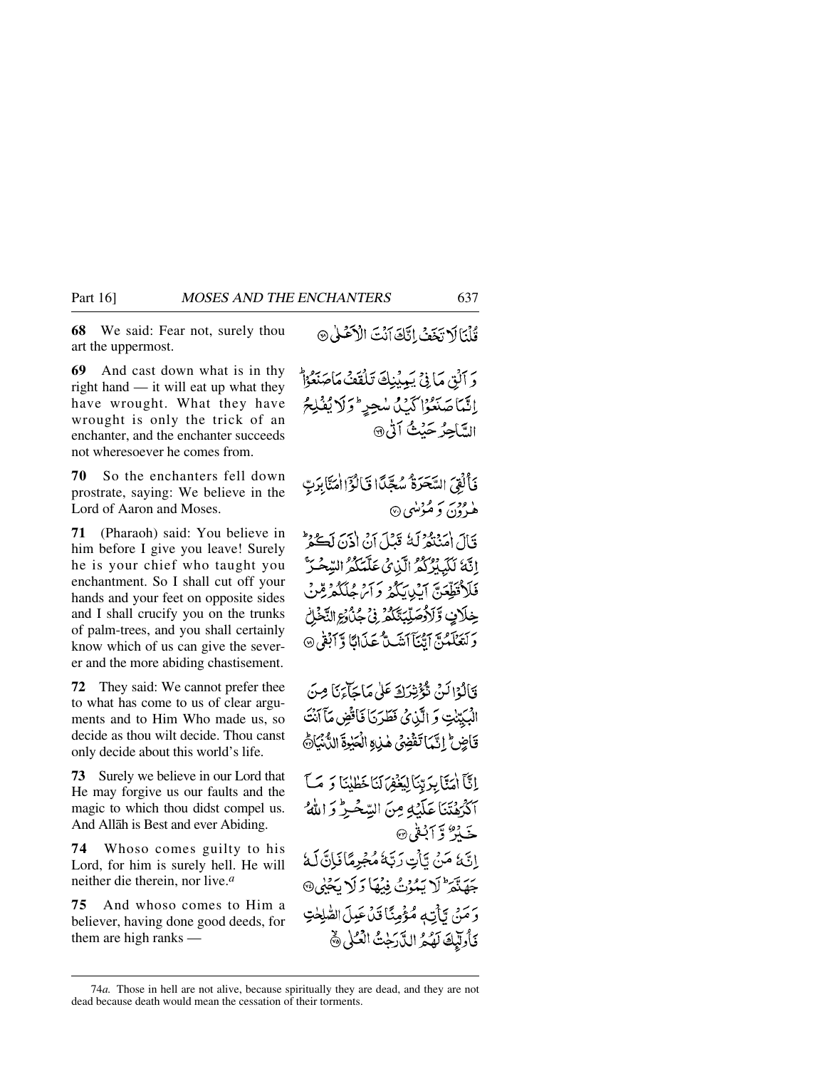**68** We said: Fear not, surely thou art the uppermost.

قُلْنَا لَا تَخَفْ إِنَّكَ أَنْتَ الْأَعْلَىٰ ۝٦٨

**69** And cast down what is in thy right hand — it will eat up what they have wrought. What they have wrought is only the trick of an enchanter, and the enchanter succeeds not wheresoever he comes from.

وَأَلْقِ مَا فِي يَمِينِكَ تَلْقَفْ مَا صَنَعُوا ۖ إِنَّمَا صَنَعُوا كَيْدُ سَاحِرٍ ۖ وَلَا يُفْلِحُ السَّاحِرُ حَيْثُ أَتَىٰ ۝٦٩

**70** So the enchanters fell down prostrate, saying: We believe in the Lord of Aaron and Moses.

فَأُلْقِيَ السَّحَرَةُ سُجَّدًا قَالُوا آمَنَّا بِرَبِّ هَارُونَ وَمُوسَىٰ ۝٧٠

**71** (Pharaoh) said: You believe in him before I give you leave! Surely he is your chief who taught you enchantment. So I shall cut off your hands and your feet on opposite sides and I shall crucify you on the trunks of palm-trees, and you shall certainly know which of us can give the severer and the more abiding chastisement.

قَالَ آمَنْتُمْ لَهُ قَبْلَ أَنْ آذَنَ لَكُمْ ۖ إِنَّهُ لَكَبِيرُكُمُ الَّذِي عَلَّمَكُمُ السِّحْرَ ۖ فَلَأُقَطِّعَنَّ أَيْدِيَكُمْ وَأَرْجُلَكُمْ مِنْ خِلَافٍ وَلَأُصَلِّبَنَّكُمْ فِي جُذُوعِ النَّخْلِ وَلَتَعْلَمُنَّ أَيُّنَا أَشَدُّ عَذَابًا وَأَبْقَىٰ ۝٧١

**72** They said: We cannot prefer thee to what has come to us of clear arguments and to Him Who made us, so decide as thou wilt decide. Thou canst only decide about this world's life.

قَالُوا لَنْ نُؤْثِرَكَ عَلَىٰ مَا جَاءَنَا مِنَ الْبَيِّنَاتِ وَالَّذِي فَطَرَنَا ۖ فَاقْضِ مَا أَنْتَ قَاضٍ ۖ إِنَّمَا تَقْضِي هَٰذِهِ الْحَيَاةَ الدُّنْيَا ۝٧٢

**73** Surely we believe in our Lord that He may forgive us our faults and the magic to which thou didst compel us. And Allāh is Best and ever Abiding.

إِنَّا آمَنَّا بِرَبِّنَا لِيَغْفِرَ لَنَا خَطَايَانَا وَمَا أَكْرَهْتَنَا عَلَيْهِ مِنَ السِّحْرِ ۗ وَاللَّهُ خَيْرٌ وَأَبْقَىٰ ۝٧٣

**74** Whoso comes guilty to his Lord, for him is surely hell. He will neither die therein, nor live.[a]

إِنَّهُ مَنْ يَأْتِ رَبَّهُ مُجْرِمًا فَإِنَّ لَهُ جَهَنَّمَ لَا يَمُوتُ فِيهَا وَلَا يَحْيَىٰ ۝٧٤

**75** And whoso comes to Him a believer, having done good deeds, for them are high ranks —

وَمَنْ يَأْتِهِ مُؤْمِنًا قَدْ عَمِلَ الصَّالِحَاتِ فَأُولَٰئِكَ لَهُمُ الدَّرَجَاتُ الْعُلَىٰ ۝٧٥

---

74*a*. Those in hell are not alive, because spiritually they are dead, and they are not dead because death would mean the cessation of their torments.